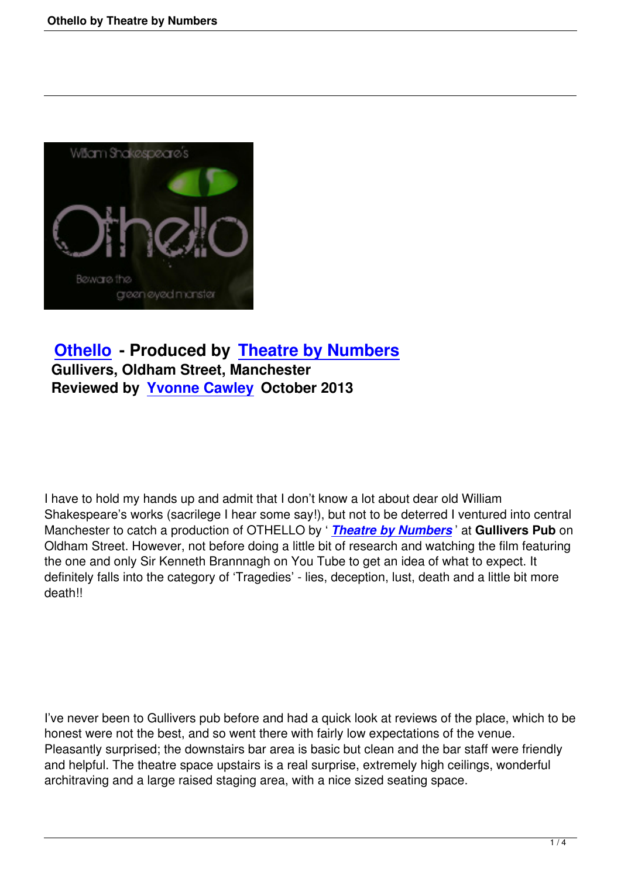**Othello - Produced by Theatre by Numbers**
**Gullivers, Oldham Street, Manchester**
**Reviewed by Yvonne Cawley October 2013**

I have to hold my hands up and admit that I don't know a lot about dear old William Shakespeare's works (sacrilege I hear some say!), but not to be deterred I ventured into central Manchester to catch a production of OTHELLO by '***Theatre by Numbers***' at **Gullivers Pub** on Oldham Street. However, not before doing a little bit of research and watching the film featuring the one and only Sir Kenneth Brannnagh on You Tube to get an idea of what to expect. It definitely falls into the category of 'Tragedies' - lies, deception, lust, death and a little bit more death!!

I've never been to Gullivers pub before and had a quick look at reviews of the place, which to be honest were not the best, and so went there with fairly low expectations of the venue. Pleasantly surprised; the downstairs bar area is basic but clean and the bar staff were friendly and helpful. The theatre space upstairs is a real surprise, extremely high ceilings, wonderful architraving and a large raised staging area, with a nice sized seating space.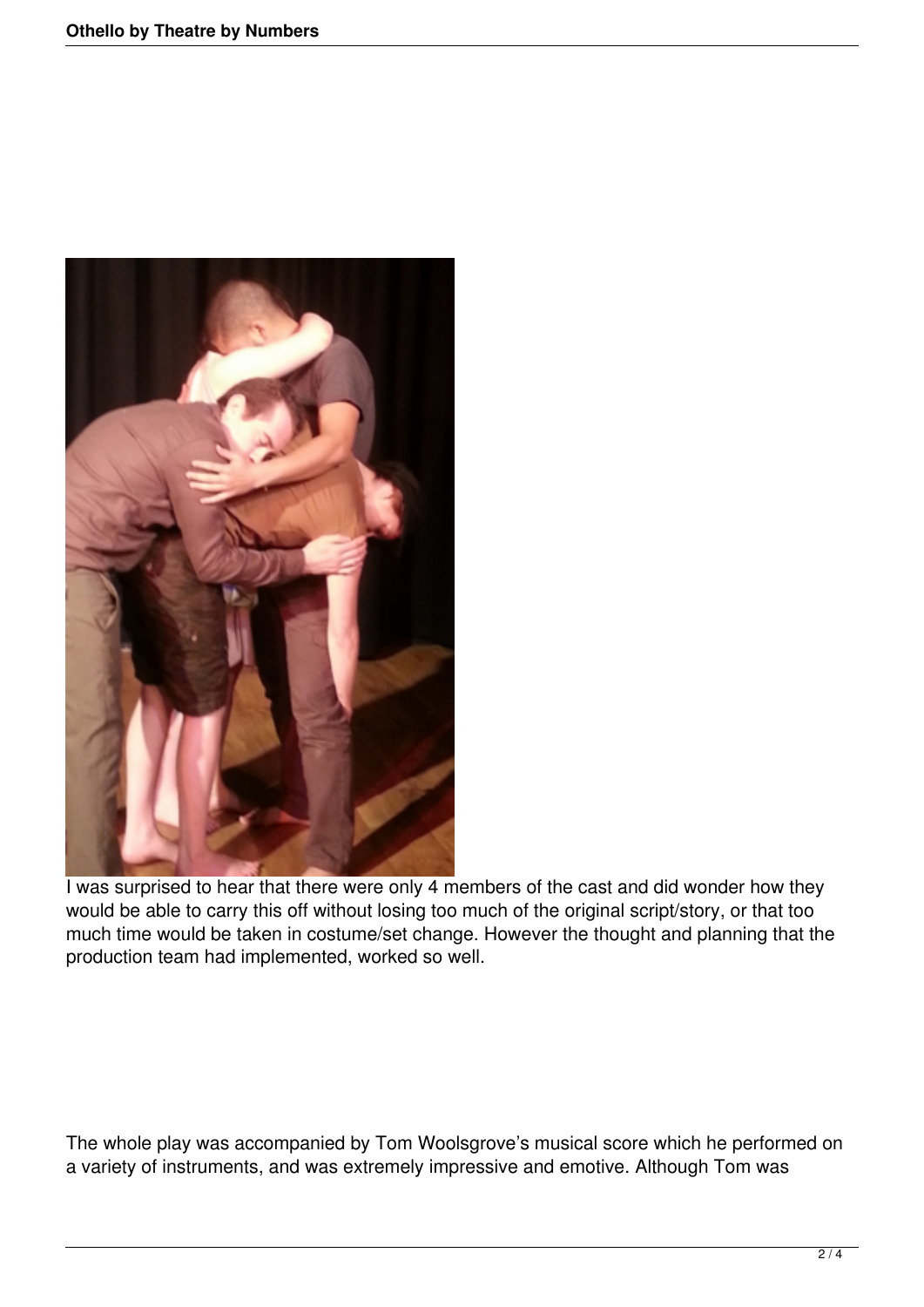I was surprised to hear that there were only 4 members of the cast and did wonder how they would be able to carry this off without losing too much of the original script/story, or that too much time would be taken in costume/set change. However the thought and planning that the production team had implemented, worked so well.

The whole play was accompanied by Tom Woolsgrove's musical score which he performed on a variety of instruments, and was extremely impressive and emotive. Although Tom was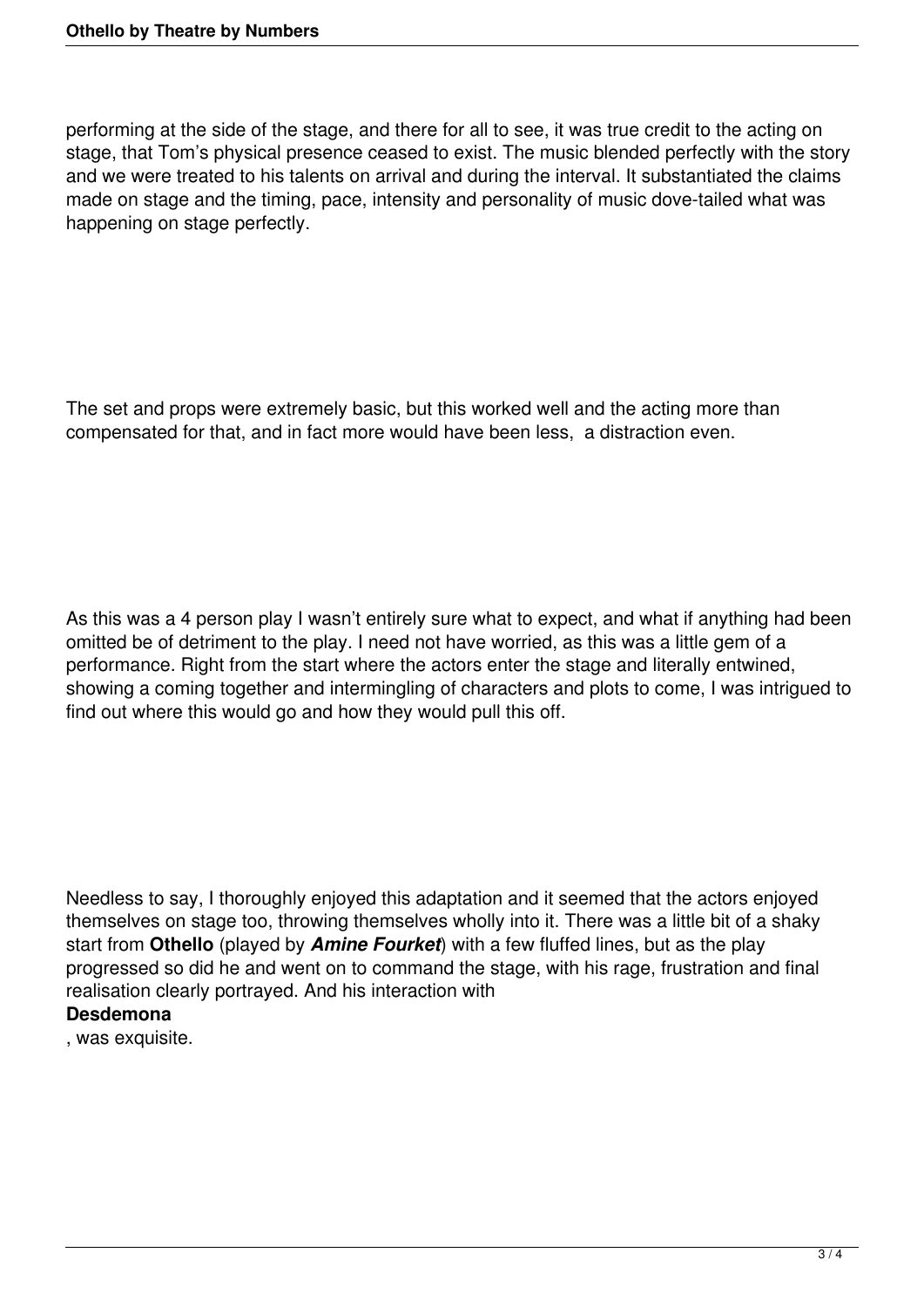performing at the side of the stage, and there for all to see, it was true credit to the acting on stage, that Tom's physical presence ceased to exist. The music blended perfectly with the story and we were treated to his talents on arrival and during the interval. It substantiated the claims made on stage and the timing, pace, intensity and personality of music dove-tailed what was happening on stage perfectly.

The set and props were extremely basic, but this worked well and the acting more than compensated for that, and in fact more would have been less, a distraction even.

As this was a 4 person play I wasn't entirely sure what to expect, and what if anything had been omitted be of detriment to the play. I need not have worried, as this was a little gem of a performance. Right from the start where the actors enter the stage and literally entwined, showing a coming together and intermingling of characters and plots to come, I was intrigued to find out where this would go and how they would pull this off.

Needless to say, I thoroughly enjoyed this adaptation and it seemed that the actors enjoyed themselves on stage too, throwing themselves wholly into it. There was a little bit of a shaky start from **Othello** (played by ***Amine Fourket***) with a few fluffed lines, but as the play progressed so did he and went on to command the stage, with his rage, frustration and final realisation clearly portrayed. And his interaction with **Desdemona**, was exquisite.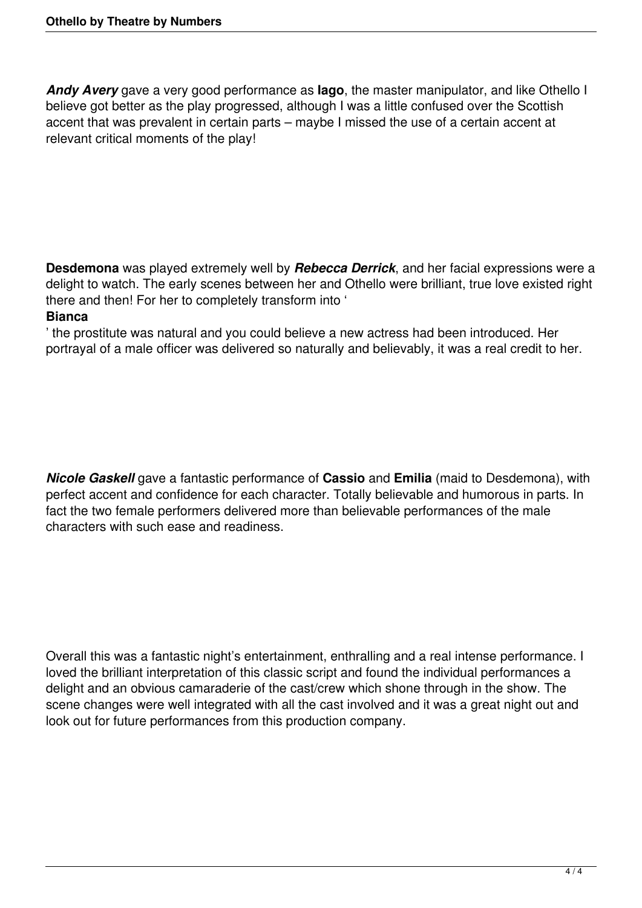***Andy Avery*** gave a very good performance as **Iago**, the master manipulator, and like Othello I believe got better as the play progressed, although I was a little confused over the Scottish accent that was prevalent in certain parts – maybe I missed the use of a certain accent at relevant critical moments of the play!

**Desdemona** was played extremely well by ***Rebecca Derrick***, and her facial expressions were a delight to watch. The early scenes between her and Othello were brilliant, true love existed right there and then! For her to completely transform into '**Bianca**' the prostitute was natural and you could believe a new actress had been introduced. Her portrayal of a male officer was delivered so naturally and believably, it was a real credit to her.

***Nicole Gaskell*** gave a fantastic performance of **Cassio** and **Emilia** (maid to Desdemona), with perfect accent and confidence for each character. Totally believable and humorous in parts. In fact the two female performers delivered more than believable performances of the male characters with such ease and readiness.

Overall this was a fantastic night's entertainment, enthralling and a real intense performance. I loved the brilliant interpretation of this classic script and found the individual performances a delight and an obvious camaraderie of the cast/crew which shone through in the show. The scene changes were well integrated with all the cast involved and it was a great night out and look out for future performances from this production company.